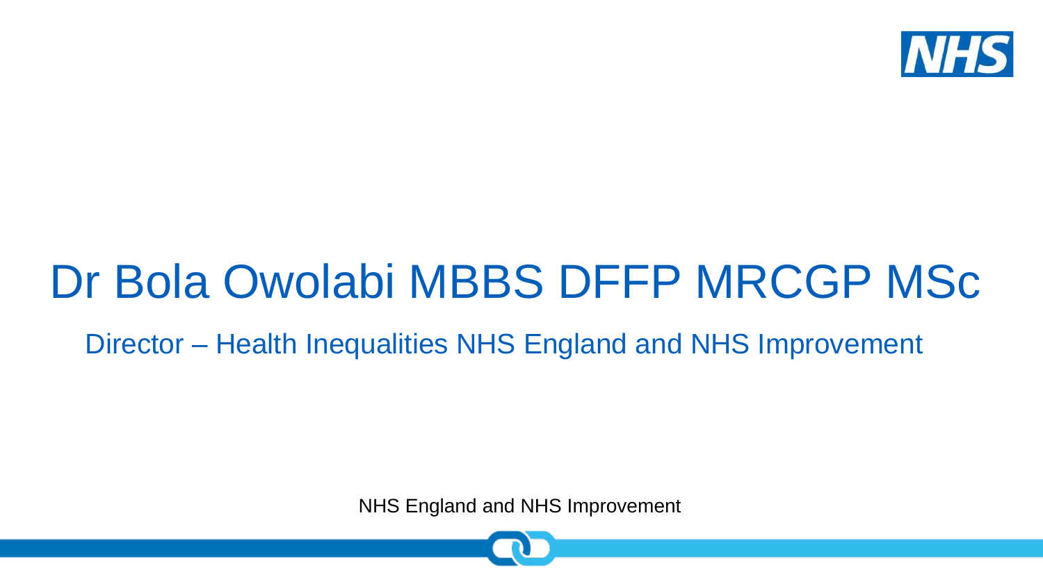# Dr Bola Owolabi MBBS DFFP MRCGP MSc

Director – Health Inequalities NHS England and NHS Improvement

NHS England and NHS Improvement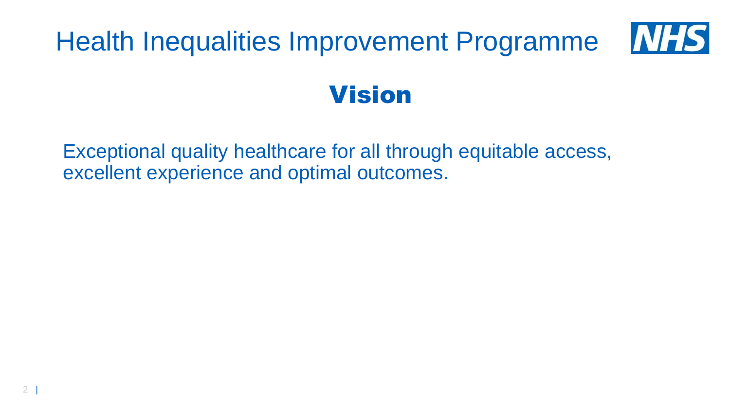# Health Inequalities Improvement Programme

## Vision

Exceptional quality healthcare for all through equitable access, excellent experience and optimal outcomes.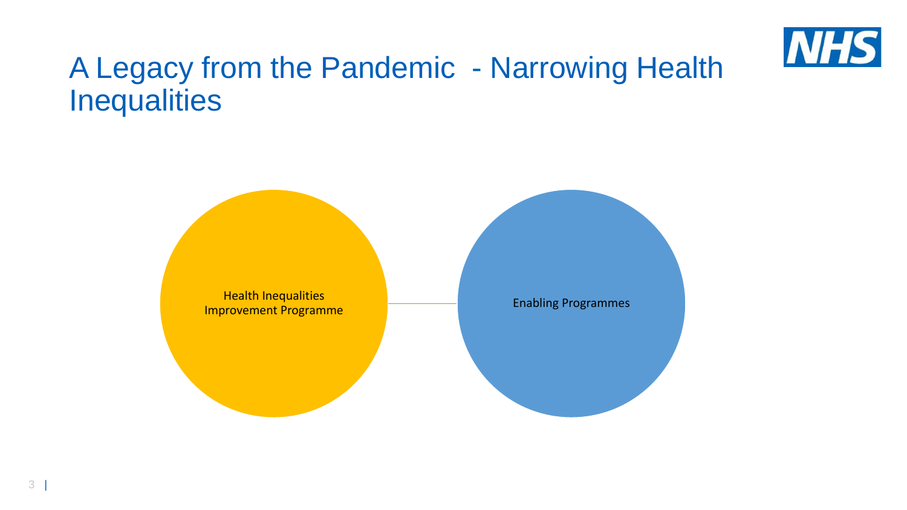# A Legacy from the Pandemic - Narrowing Health Inequalities

Health Inequalities Improvement Programme

Enabling Programmes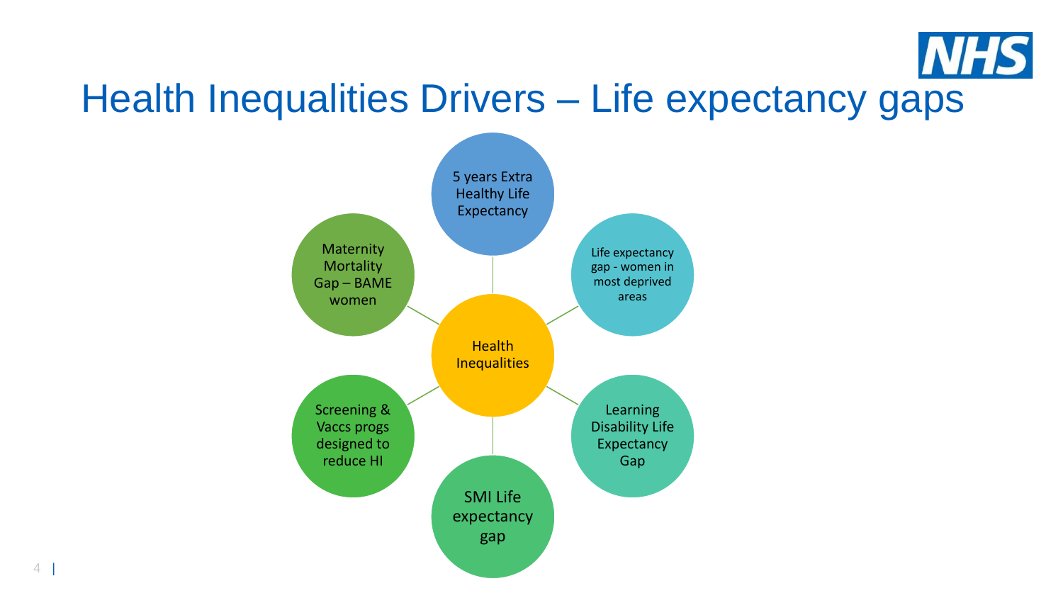# Health Inequalities Drivers – Life expectancy gaps

- Health Inequalities
  - 5 years Extra Healthy Life Expectancy
  - Life expectancy gap - women in most deprived areas
  - Learning Disability Life Expectancy Gap
  - SMI Life expectancy gap
  - Screening & Vaccs progs designed to reduce HI
  - Maternity Mortality Gap – BAME women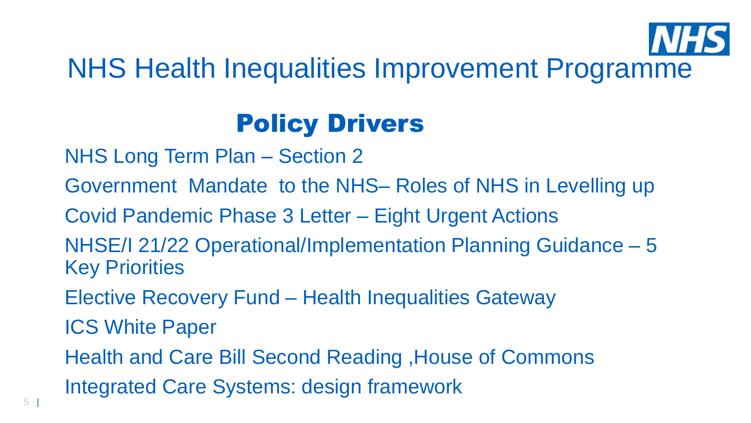# NHS Health Inequalities Improvement Programme

## Policy Drivers

NHS Long Term Plan – Section 2

Government  Mandate  to the NHS– Roles of NHS in Levelling up

Covid Pandemic Phase 3 Letter – Eight Urgent Actions

NHSE/I 21/22 Operational/Implementation Planning Guidance – 5 Key Priorities

Elective Recovery Fund – Health Inequalities Gateway

ICS White Paper

Health and Care Bill Second Reading ,House of Commons

Integrated Care Systems: design framework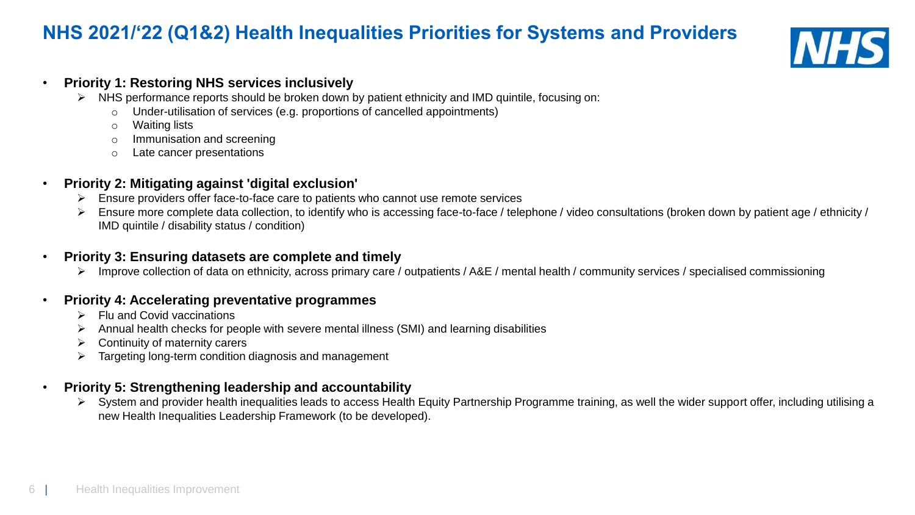# NHS 2021/'22 (Q1&2) Health Inequalities Priorities for Systems and Providers

- **Priority 1: Restoring NHS services inclusively**
  - NHS performance reports should be broken down by patient ethnicity and IMD quintile, focusing on:
    - Under-utilisation of services (e.g. proportions of cancelled appointments)
    - Waiting lists
    - Immunisation and screening
    - Late cancer presentations

- **Priority 2: Mitigating against 'digital exclusion'**
  - Ensure providers offer face-to-face care to patients who cannot use remote services
  - Ensure more complete data collection, to identify who is accessing face-to-face / telephone / video consultations (broken down by patient age / ethnicity / IMD quintile / disability status / condition)

- **Priority 3: Ensuring datasets are complete and timely**
  - Improve collection of data on ethnicity, across primary care / outpatients / A&E / mental health / community services / specialised commissioning

- **Priority 4: Accelerating preventative programmes**
  - Flu and Covid vaccinations
  - Annual health checks for people with severe mental illness (SMI) and learning disabilities
  - Continuity of maternity carers
  - Targeting long-term condition diagnosis and management

- **Priority 5: Strengthening leadership and accountability**
  - System and provider health inequalities leads to access Health Equity Partnership Programme training, as well the wider support offer, including utilising a new Health Inequalities Leadership Framework (to be developed).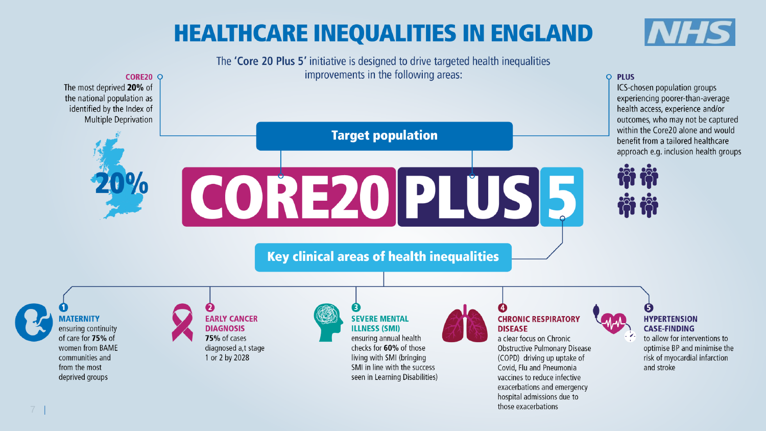# HEALTHCARE INEQUALITIES IN ENGLAND

The **'Core 20 Plus 5'** initiative is designed to drive targeted health inequalities improvements in the following areas:

**CORE20**
The most deprived **20%** of the national population as identified by the Index of Multiple Deprivation

20%

**PLUS**
ICS-chosen population groups experiencing poorer-than-average health access, experience and/or outcomes, who may not be captured within the Core20 alone and would benefit from a tailored healthcare approach e.g. inclusion health groups

**Target population**

# CORE20 PLUS 5

**Key clinical areas of health inequalities**

1. **MATERNITY**
   ensuring continuity of care for **75%** of women from BAME communities and from the most deprived groups

2. **EARLY CANCER DIAGNOSIS**
   **75%** of cases diagnosed a,t stage 1 or 2 by 2028

3. **SEVERE MENTAL ILLNESS (SMI)**
   ensuring annual health checks for **60%** of those living with SMI (bringing SMI in line with the success seen in Learning Disabilities)

4. **CHRONIC RESPIRATORY DISEASE**
   a clear focus on Chronic Obstructive Pulmonary Disease (COPD) driving up uptake of Covid, Flu and Pneumonia vaccines to reduce infective exacerbations and emergency hospital admissions due to those exacerbations

5. **HYPERTENSION CASE-FINDING**
   to allow for interventions to optimise BP and minimise the risk of myocardial infarction and stroke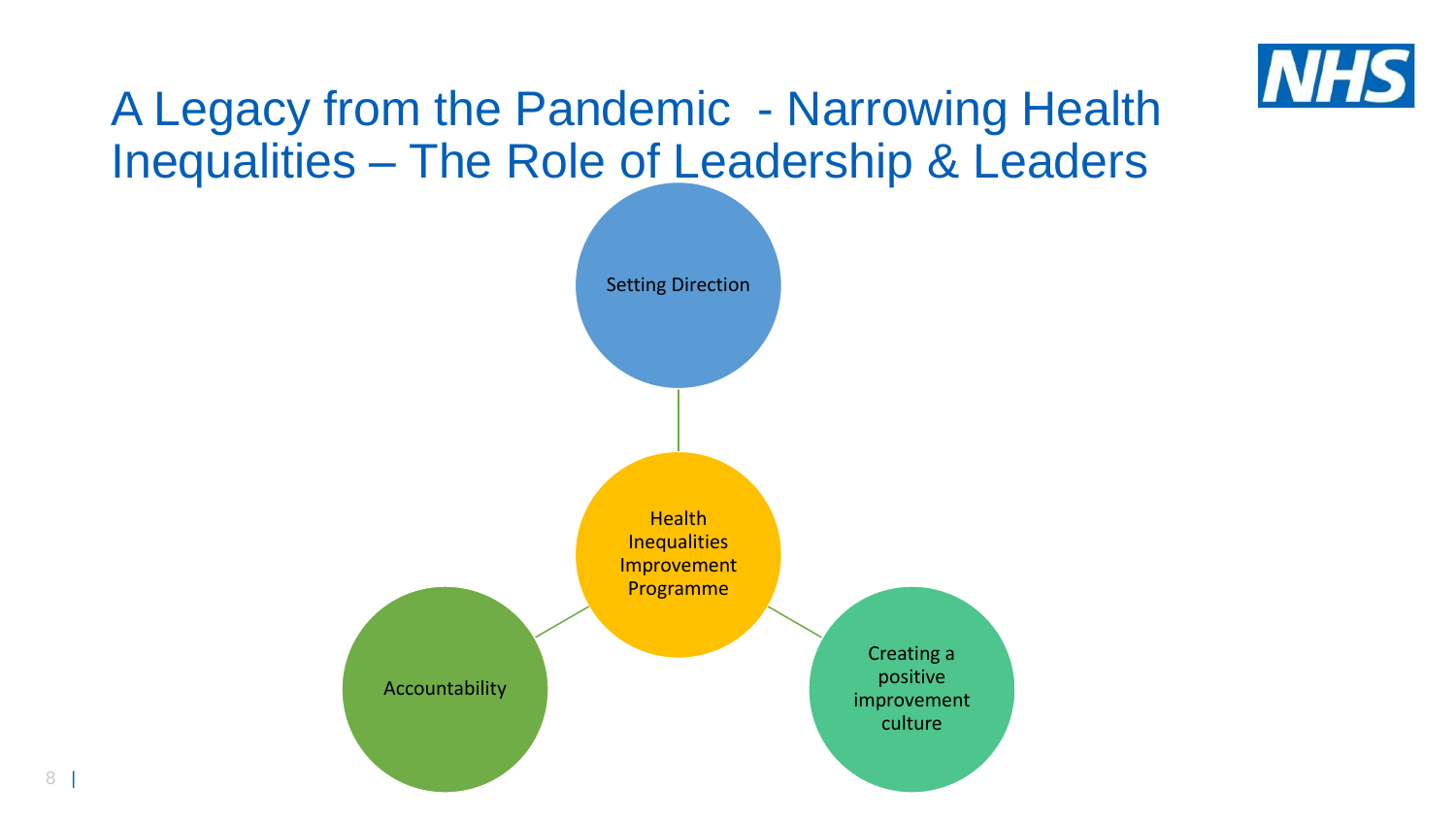# A Legacy from the Pandemic - Narrowing Health Inequalities – The Role of Leadership & Leaders

Setting Direction

Health Inequalities Improvement Programme

Accountability

Creating a positive improvement culture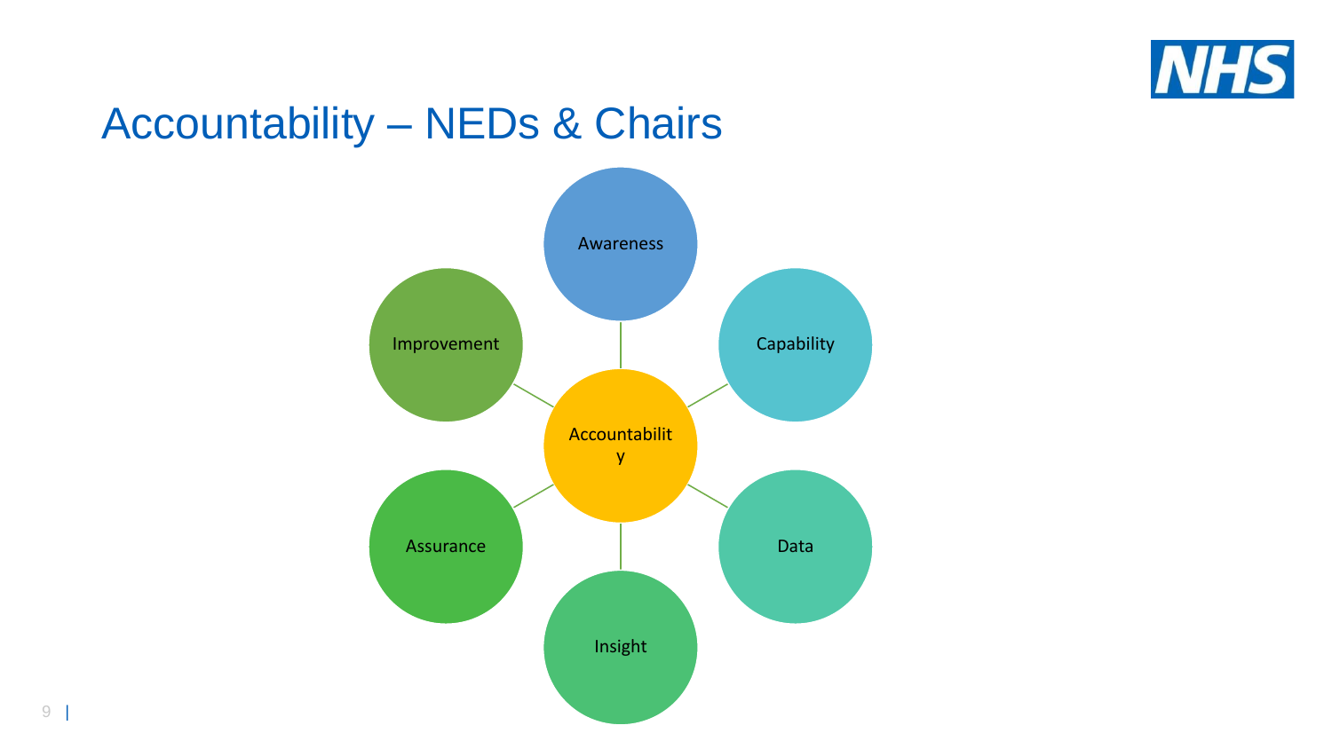# Accountability – NEDs & Chairs

- Accountability
  - Awareness
  - Capability
  - Data
  - Insight
  - Assurance
  - Improvement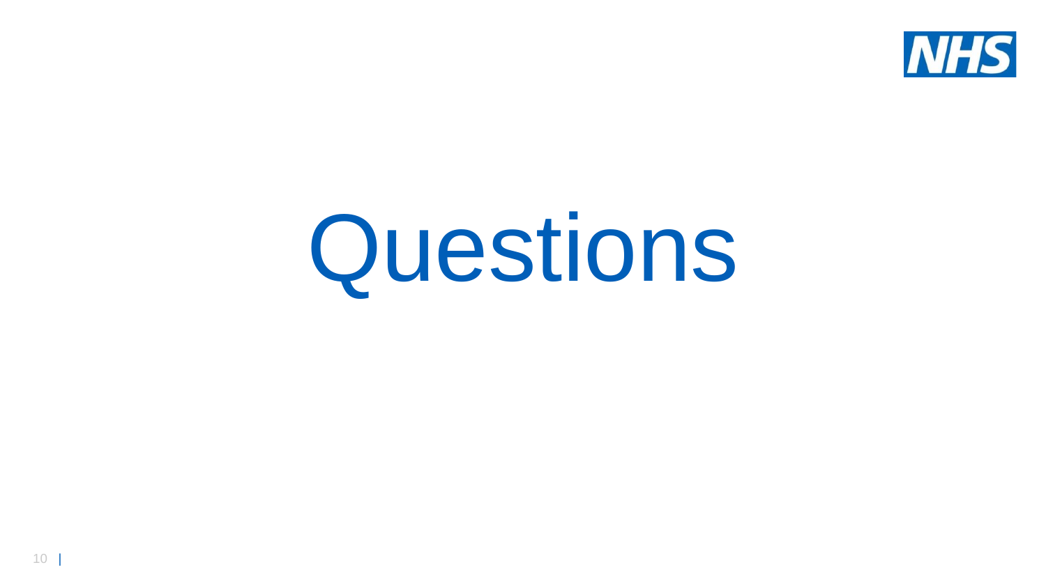# Questions